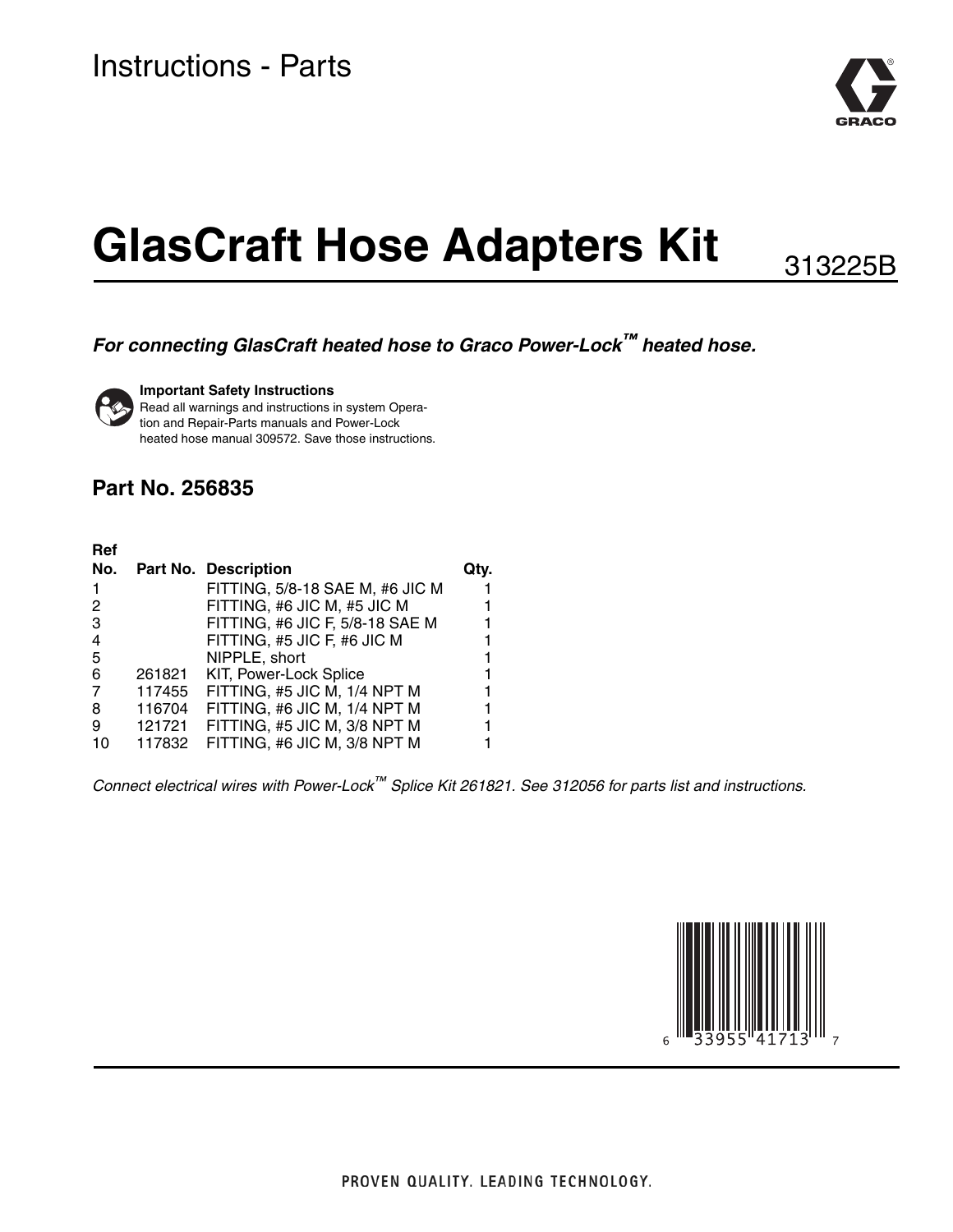Instructions - Parts

# GlasCraft Hose Adapters Kit

313225B

***For connecting GlasCraft heated hose to Graco Power-Lock™ heated hose.***

**Important Safety Instructions**
Read all warnings and instructions in system Operation and Repair-Parts manuals and Power-Lock heated hose manual 309572. Save those instructions.

## Part No. 256835

| Ref No. | Part No. | Description | Qty. |
|---|---|---|---|
| 1 | | FITTING, 5/8-18 SAE M, #6 JIC M | 1 |
| 2 | | FITTING, #6 JIC M, #5 JIC M | 1 |
| 3 | | FITTING, #6 JIC F, 5/8-18 SAE M | 1 |
| 4 | | FITTING, #5 JIC F, #6 JIC M | 1 |
| 5 | | NIPPLE, short | 1 |
| 6 | 261821 | KIT, Power-Lock Splice | 1 |
| 7 | 117455 | FITTING, #5 JIC M, 1/4 NPT M | 1 |
| 8 | 116704 | FITTING, #6 JIC M, 1/4 NPT M | 1 |
| 9 | 121721 | FITTING, #5 JIC M, 3/8 NPT M | 1 |
| 10 | 117832 | FITTING, #6 JIC M, 3/8 NPT M | 1 |

*Connect electrical wires with Power-Lock™ Splice Kit 261821. See 312056 for parts list and instructions.*

PROVEN QUALITY. LEADING TECHNOLOGY.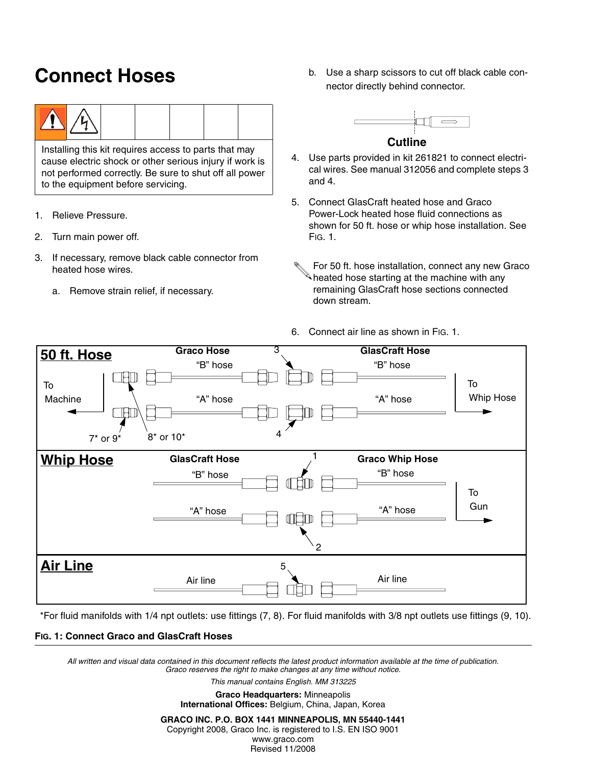# Connect Hoses

Installing this kit requires access to parts that may cause electric shock or other serious injury if work is not performed correctly. Be sure to shut off all power to the equipment before servicing.

1. Relieve Pressure.
2. Turn main power off.
3. If necessary, remove black cable connector from heated hose wires.
   a. Remove strain relief, if necessary.
   b. Use a sharp scissors to cut off black cable connector directly behind connector.

Cutline

4. Use parts provided in kit 261821 to connect electrical wires. See manual 312056 and complete steps 3 and 4.
5. Connect GlasCraft heated hose and Graco Power-Lock heated hose fluid connections as shown for 50 ft. hose or whip hose installation. See FIG. 1.

For 50 ft. hose installation, connect any new Graco heated hose starting at the machine with any remaining GlasCraft hose sections connected down stream.

6. Connect air line as shown in FIG. 1.

**50 ft. Hose**

To Machine

Graco Hose

"B" hose

"A" hose

GlasCraft Hose

"B" hose

"A" hose

To Whip Hose

3

4

7* or 9*

8* or 10*

**Whip Hose**

GlasCraft Hose

"B" hose

"A" hose

Graco Whip Hose

"B" hose

"A" hose

To Gun

1

2

**Air Line**

Air line

Air line

5

*For fluid manifolds with 1/4 npt outlets: use fittings (7, 8). For fluid manifolds with 3/8 npt outlets use fittings (9, 10).

**FIG. 1: Connect Graco and GlasCraft Hoses**

*All written and visual data contained in this document reflects the latest product information available at the time of publication. Graco reserves the right to make changes at any time without notice.*

*This manual contains English. MM 313225*

**Graco Headquarters:** Minneapolis
**International Offices:** Belgium, China, Japan, Korea

**GRACO INC. P.O. BOX 1441 MINNEAPOLIS, MN 55440-1441**
Copyright 2008, Graco Inc. is registered to I.S. EN ISO 9001
www.graco.com
Revised 11/2008